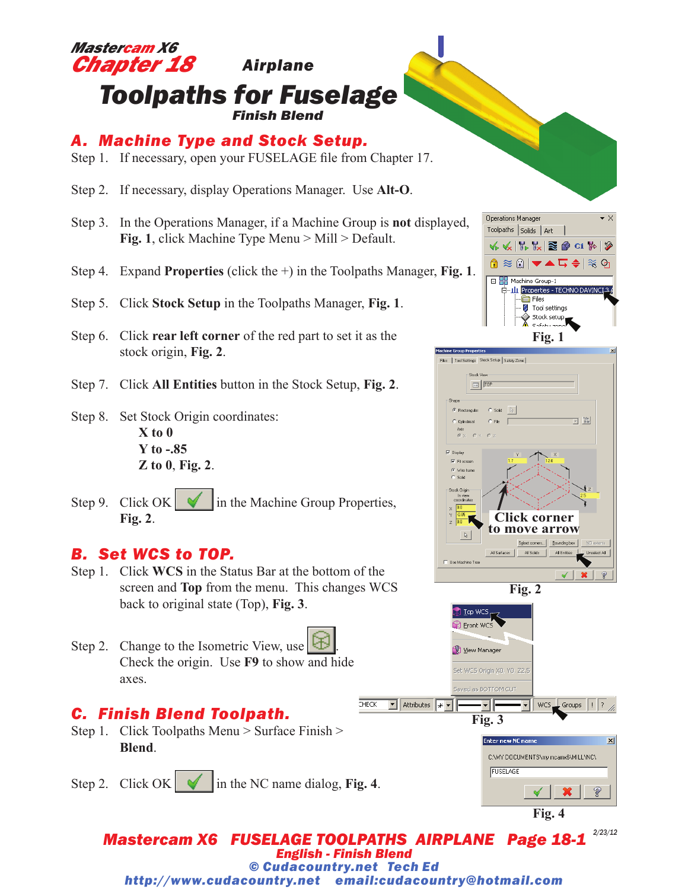# Mastercam X6
# Chapter 18 Airplane
# Toolpaths for Fuselage
### Finish Blend

## A. Machine Type and Stock Setup.

Step 1. If necessary, open your FUSELAGE file from Chapter 17.

Step 2. If necessary, display Operations Manager. Use **Alt-O**.

Step 3. In the Operations Manager, if a Machine Group is **not** displayed, **Fig. 1**, click Machine Type Menu > Mill > Default.

Step 4. Expand **Properties** (click the +) in the Toolpaths Manager, **Fig. 1**.

Step 5. Click **Stock Setup** in the Toolpaths Manager, **Fig. 1**.

Step 6. Click **rear left corner** of the red part to set it as the stock origin, **Fig. 2**.

Step 7. Click **All Entities** button in the Stock Setup, **Fig. 2**.

Step 8. Set Stock Origin coordinates:
- **X to 0**
- **Y to -.85**
- **Z to 0**, **Fig. 2**.

Step 9. Click OK in the Machine Group Properties, **Fig. 2**.

Fig. 1

Click corner to move arrow

Fig. 2

## B. Set WCS to TOP.

Step 1. Click **WCS** in the Status Bar at the bottom of the screen and **Top** from the menu. This changes WCS back to original state (Top), **Fig. 3**.

Step 2. Change to the Isometric View, use . Check the origin. Use **F9** to show and hide axes.

Fig. 3

## C. Finish Blend Toolpath.

Step 1. Click Toolpaths Menu > Surface Finish > **Blend**.

Step 2. Click OK in the NC name dialog, **Fig. 4**.

Fig. 4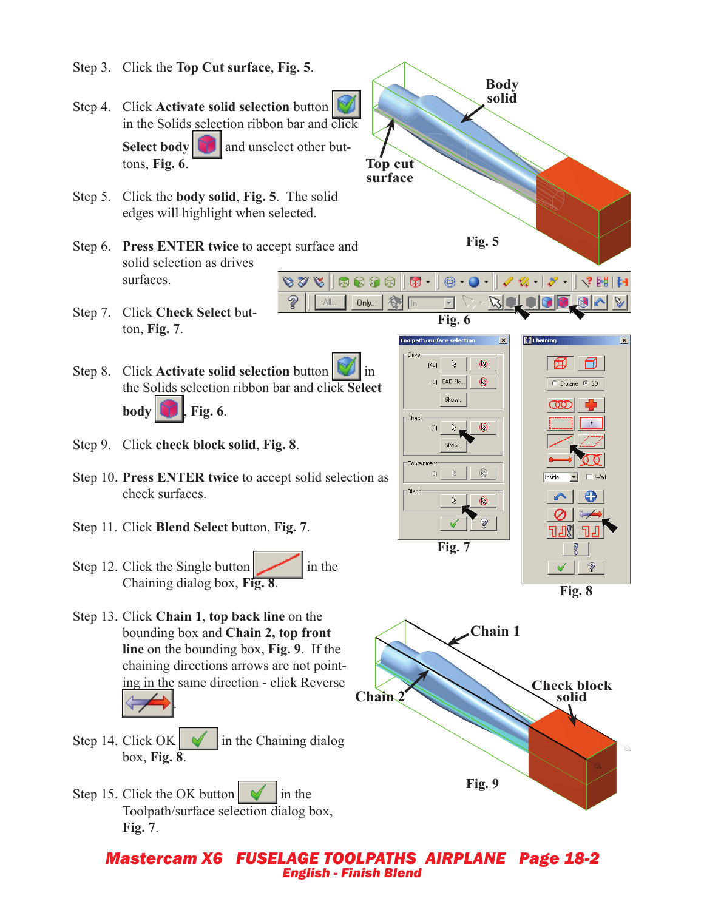Step 3. Click the **Top Cut surface**, **Fig. 5**.

Step 4. Click **Activate solid selection** button in the Solids selection ribbon bar and click **Select body** and unselect other buttons, **Fig. 6**.

Step 5. Click the **body solid**, **Fig. 5**. The solid edges will highlight when selected.

Step 6. **Press ENTER twice** to accept surface and solid selection as drives surfaces.

Step 7. Click **Check Select** button, **Fig. 7**.

Step 8. Click **Activate solid selection** button in the Solids selection ribbon bar and click **Select body**, **Fig. 6**.

Step 9. Click **check block solid**, **Fig. 8**.

Step 10. **Press ENTER twice** to accept solid selection as check surfaces.

Step 11. Click **Blend Select** button, **Fig. 7**.

Step 12. Click the Single button in the Chaining dialog box, **Fig. 8**.

Step 13. Click **Chain 1**, **top back line** on the bounding box and **Chain 2**, **top front line** on the bounding box, **Fig. 9**. If the chaining directions arrows are not pointing in the same direction - click Reverse .

Step 14. Click OK in the Chaining dialog box, **Fig. 8**.

Step 15. Click the OK button in the Toolpath/surface selection dialog box, **Fig. 7**.

**Fig. 5**

**Fig. 6**

**Fig. 7**

**Fig. 8**

**Fig. 9**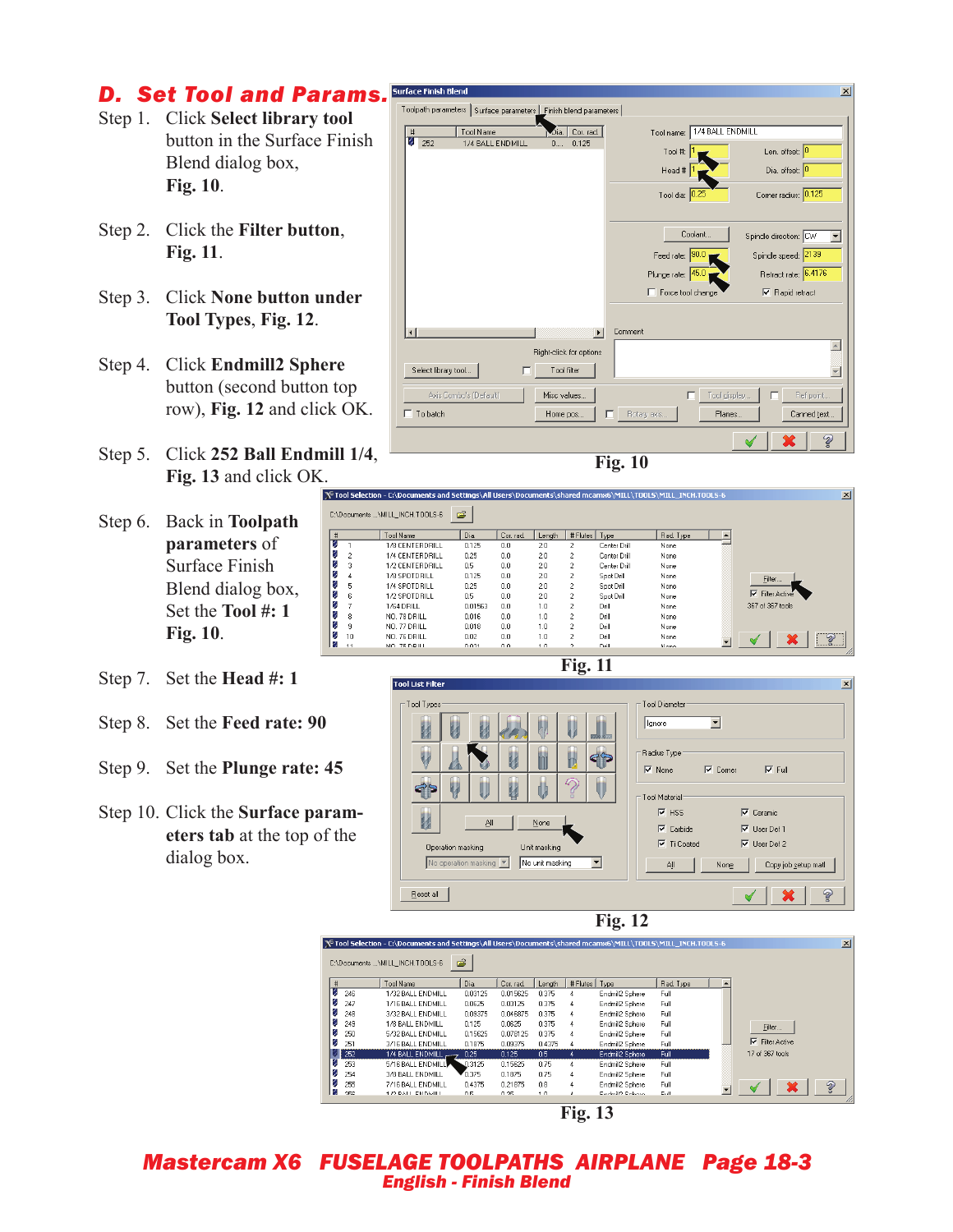## D. Set Tool and Params.

Step 1. Click **Select library tool** button in the Surface Finish Blend dialog box, **Fig. 10**.

Step 2. Click the **Filter button**, **Fig. 11**.

Step 3. Click **None button under Tool Types**, **Fig. 12**.

Step 4. Click **Endmill2 Sphere** button (second button top row), **Fig. 12** and click OK.

Step 5. Click **252 Ball Endmill 1/4**, **Fig. 13** and click OK.

Step 6. Back in **Toolpath parameters** of Surface Finish Blend dialog box, Set the **Tool #: 1** **Fig. 10**.

Step 7. Set the **Head #: 1**

Step 8. Set the **Feed rate: 90**

Step 9. Set the **Plunge rate: 45**

Step 10. Click the **Surface parameters tab** at the top of the dialog box.

Fig. 10

Fig. 11

Fig. 12

Fig. 13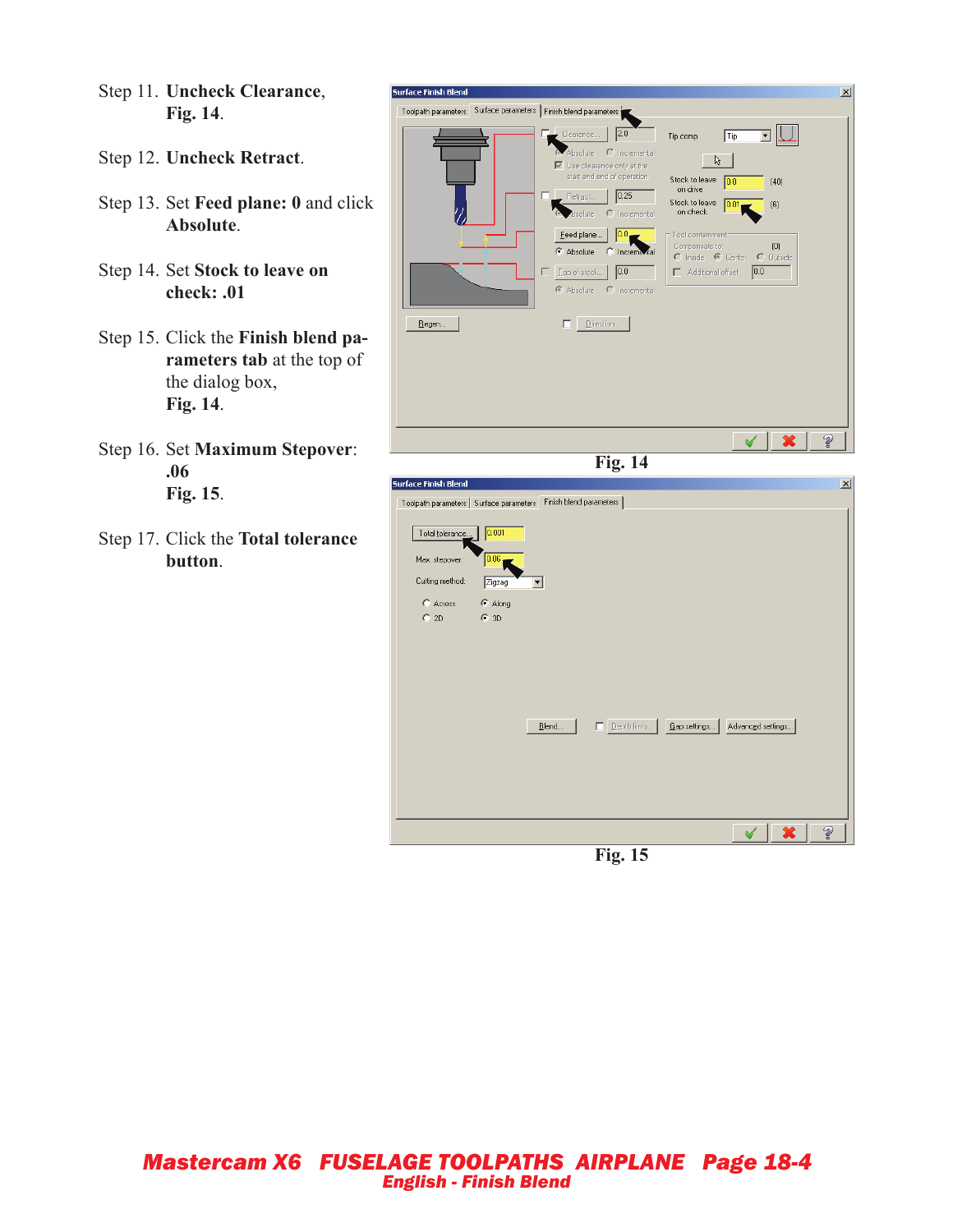Step 11. **Uncheck Clearance**, **Fig. 14**.

Step 12. **Uncheck Retract**.

Step 13. Set **Feed plane: 0** and click **Absolute**.

Step 14. Set **Stock to leave on check: .01**

Step 15. Click the **Finish blend parameters tab** at the top of the dialog box, **Fig. 14**.

Step 16. Set **Maximum Stepover**: **.06** **Fig. 15**.

Step 17. Click the **Total tolerance button**.

Fig. 14

Fig. 15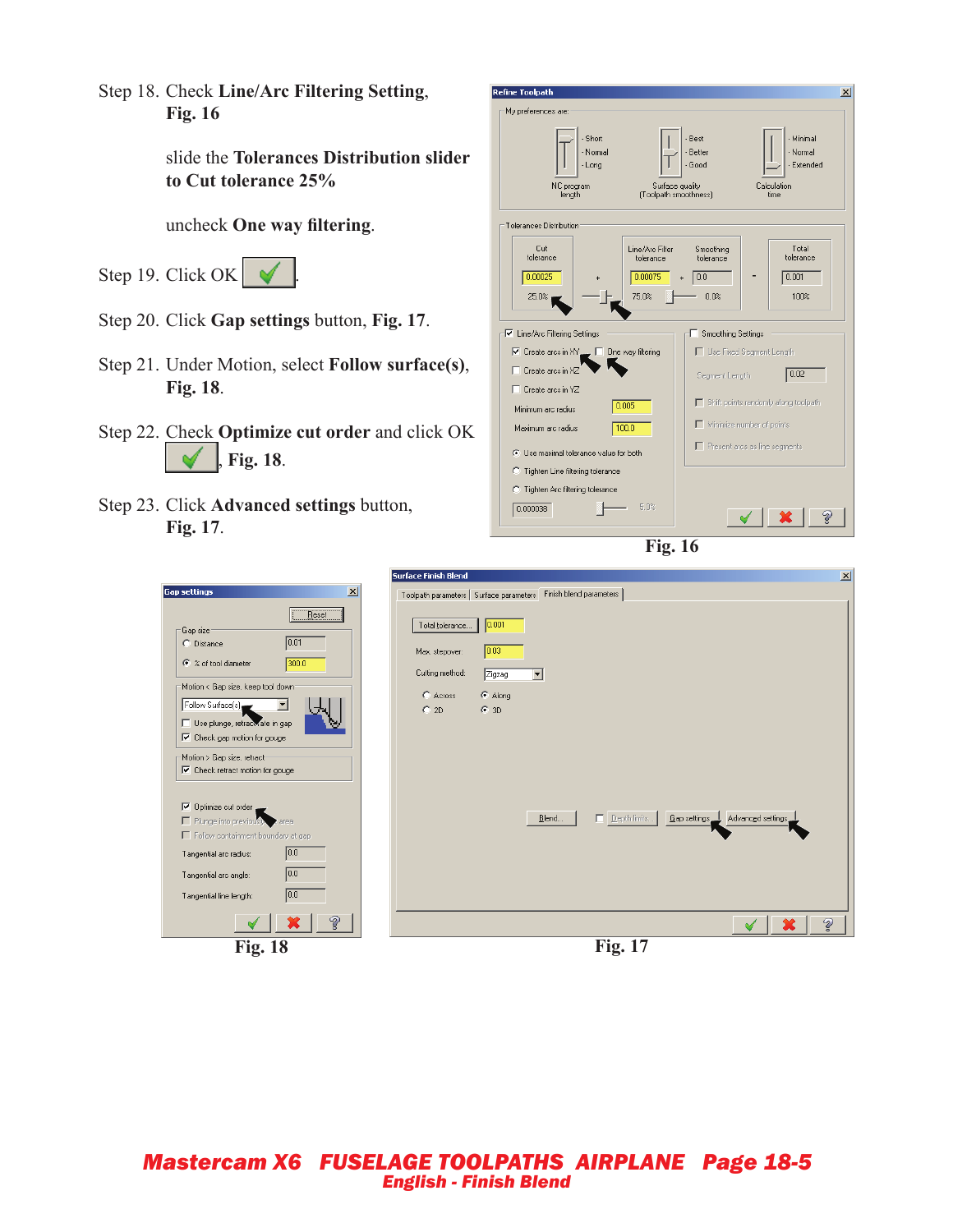Step 18. Check **Line/Arc Filtering Setting**, **Fig. 16**

slide the **Tolerances Distribution slider to Cut tolerance 25%**

uncheck **One way filtering**.

Step 19. Click OK.

Step 20. Click **Gap settings** button, **Fig. 17**.

Step 21. Under Motion, select **Follow surface(s)**, **Fig. 18**.

Step 22. Check **Optimize cut order** and click OK, **Fig. 18**.

Step 23. Click **Advanced settings** button, **Fig. 17**.

**Fig. 16**

**Fig. 18**

**Fig. 17**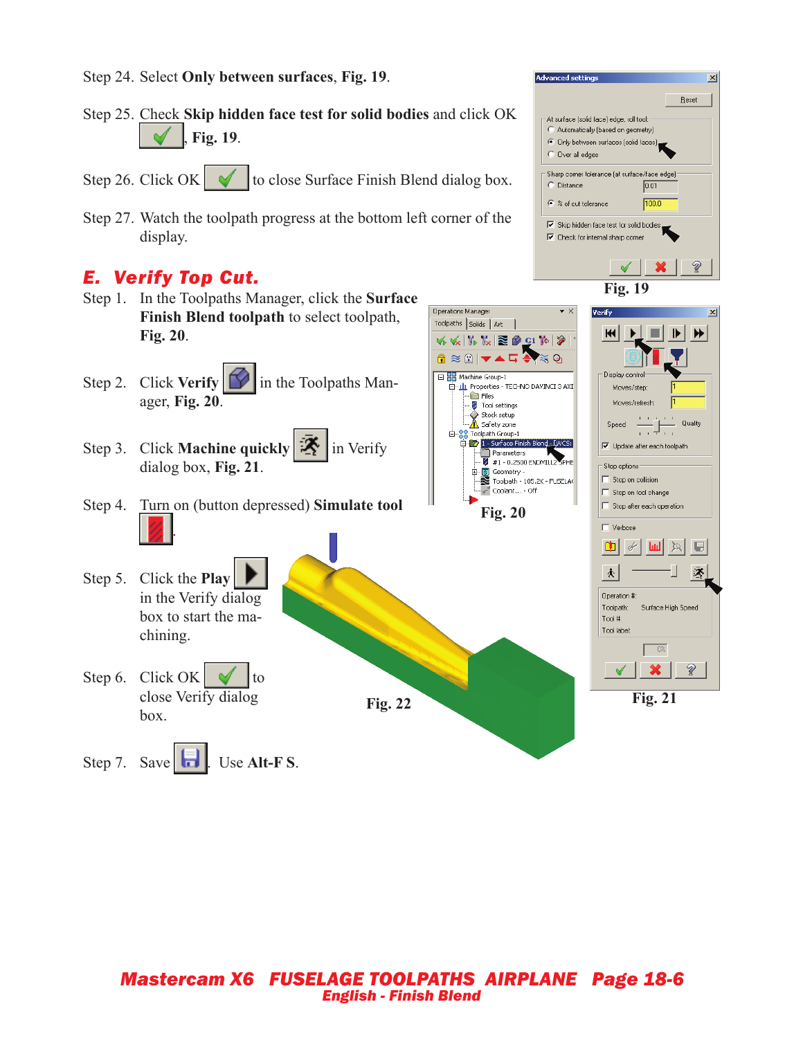Step 24. Select **Only between surfaces**, **Fig. 19**.

Step 25. Check **Skip hidden face test for solid bodies** and click OK, **Fig. 19**.

Step 26. Click OK to close Surface Finish Blend dialog box.

Step 27. Watch the toolpath progress at the bottom left corner of the display.

Fig. 19

## *E. Verify Top Cut.*

Step 1. In the Toolpaths Manager, click the **Surface Finish Blend toolpath** to select toolpath, **Fig. 20**.

Step 2. Click **Verify** in the Toolpaths Manager, **Fig. 20**.

Step 3. Click **Machine quickly** in Verify dialog box, **Fig. 21**.

Step 4. Turn on (button depressed) **Simulate tool**.

Step 5. Click the **Play** in the Verify dialog box to start the machining.

Step 6. Click OK to close Verify dialog box.

Step 7. Save. Use **Alt-F S**.

Fig. 20

Fig. 21

Fig. 22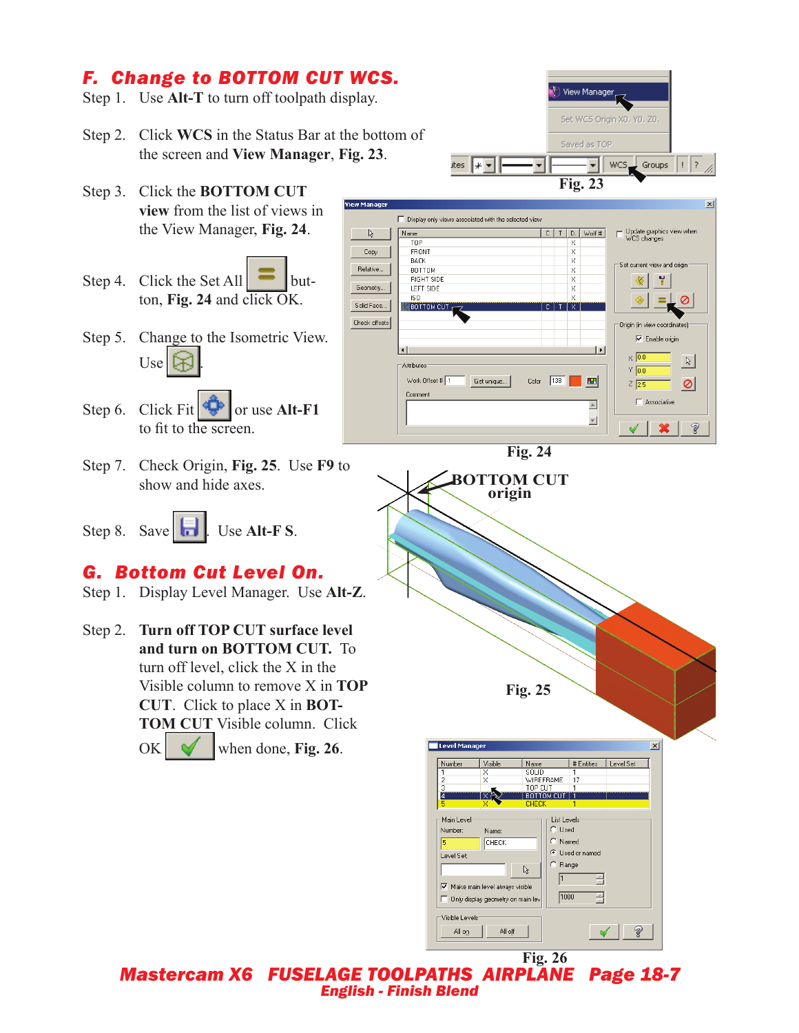## F. Change to BOTTOM CUT WCS.

Step 1. Use **Alt-T** to turn off toolpath display.

Step 2. Click **WCS** in the Status Bar at the bottom of the screen and **View Manager**, **Fig. 23**.

Fig. 23

Step 3. Click the **BOTTOM CUT view** from the list of views in the View Manager, **Fig. 24**.

Step 4. Click the Set All button, **Fig. 24** and click OK.

Fig. 24

Step 5. Change to the Isometric View. Use .

Step 6. Click Fit or use **Alt-F1** to fit to the screen.

Step 7. Check Origin, **Fig. 25**. Use **F9** to show and hide axes.

BOTTOM CUT origin

Fig. 25

Step 8. Save . Use **Alt-F S**.

## G. Bottom Cut Level On.

Step 1. Display Level Manager. Use **Alt-Z**.

Step 2. **Turn off TOP CUT surface level and turn on BOTTOM CUT.** To turn off level, click the X in the Visible column to remove X in **TOP CUT**. Click to place X in **BOTTOM CUT** Visible column. Click OK when done, **Fig. 26**.

Fig. 26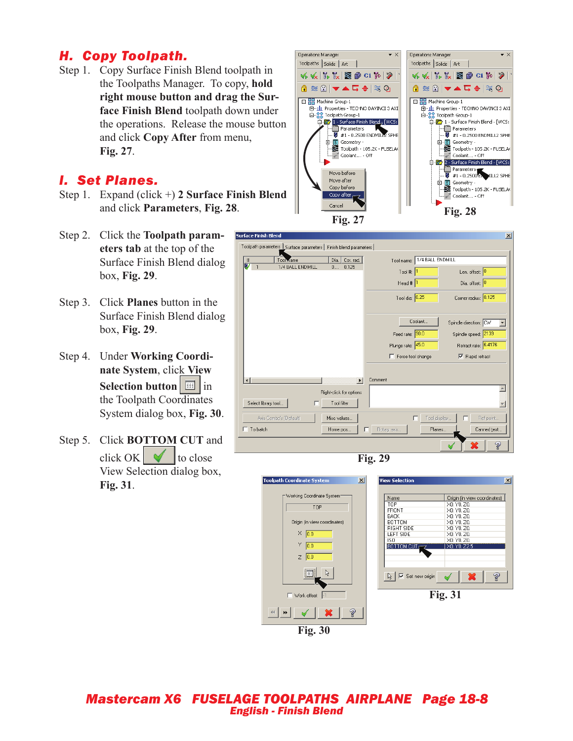## H. Copy Toolpath.

Step 1. Copy Surface Finish Blend toolpath in the Toolpaths Manager. To copy, **hold right mouse button and drag the Surface Finish Blend** toolpath down under the operations. Release the mouse button and click **Copy After** from menu, **Fig. 27**.

## I. Set Planes.

Step 1. Expand (click +) **2 Surface Finish Blend** and click **Parameters**, **Fig. 28**.

Step 2. Click the **Toolpath parameters tab** at the top of the Surface Finish Blend dialog box, **Fig. 29**.

Step 3. Click **Planes** button in the Surface Finish Blend dialog box, **Fig. 29**.

Step 4. Under **Working Coordinate System**, click **View Selection button** in the Toolpath Coordinates System dialog box, **Fig. 30**.

Step 5. Click **BOTTOM CUT** and click OK to close View Selection dialog box, **Fig. 31**.

Fig. 27

Fig. 28

Fig. 29

Fig. 30

Fig. 31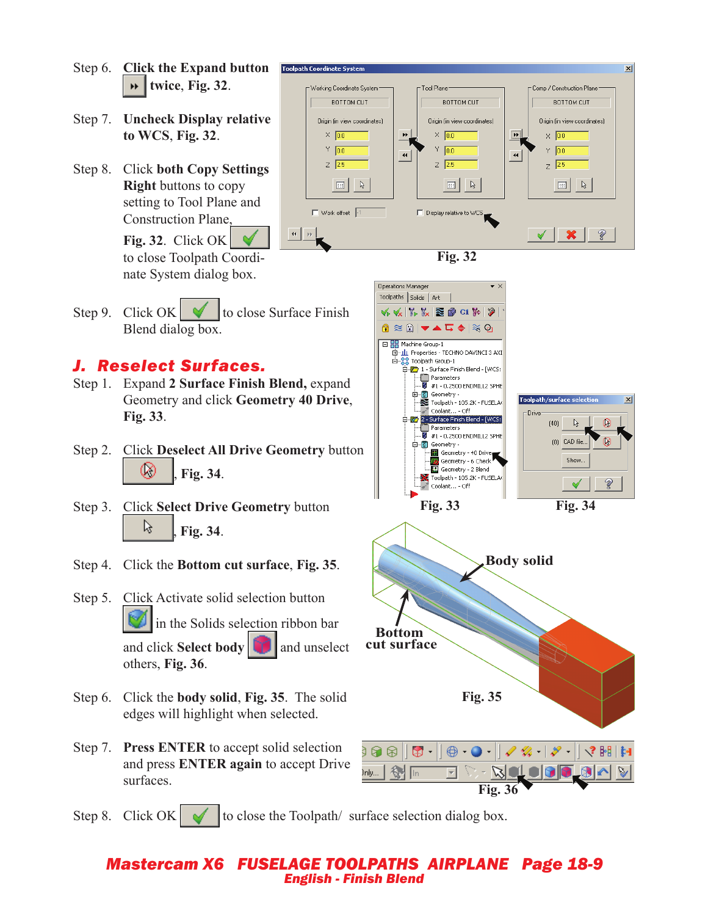Step 6. **Click the Expand button** [»] **twice**, **Fig. 32**.

Step 7. **Uncheck Display relative to WCS**, **Fig. 32**.

Step 8. Click **both Copy Settings Right** buttons to copy setting to Tool Plane and Construction Plane, **Fig. 32**. Click OK [✓] to close Toolpath Coordinate System dialog box.

Fig. 32

Step 9. Click OK [✓] to close Surface Finish Blend dialog box.

## *J. Reselect Surfaces.*

Step 1. Expand **2 Surface Finish Blend,** expand Geometry and click **Geometry 40 Drive**, **Fig. 33**.

Step 2. Click **Deselect All Drive Geometry** button [button], **Fig. 34**.

Step 3. Click **Select Drive Geometry** button [button], **Fig. 34**.

Fig. 33

Fig. 34

Step 4. Click the **Bottom cut surface**, **Fig. 35**.

Step 5. Click Activate solid selection button [button] in the Solids selection ribbon bar and click **Select body** [button] and unselect others, **Fig. 36**.

Step 6. Click the **body solid**, **Fig. 35**. The solid edges will highlight when selected.

Body solid

Bottom cut surface

Fig. 35

Step 7. **Press ENTER** to accept solid selection and press **ENTER again** to accept Drive surfaces.

Fig. 36

Step 8. Click OK [✓] to close the Toolpath/ surface selection dialog box.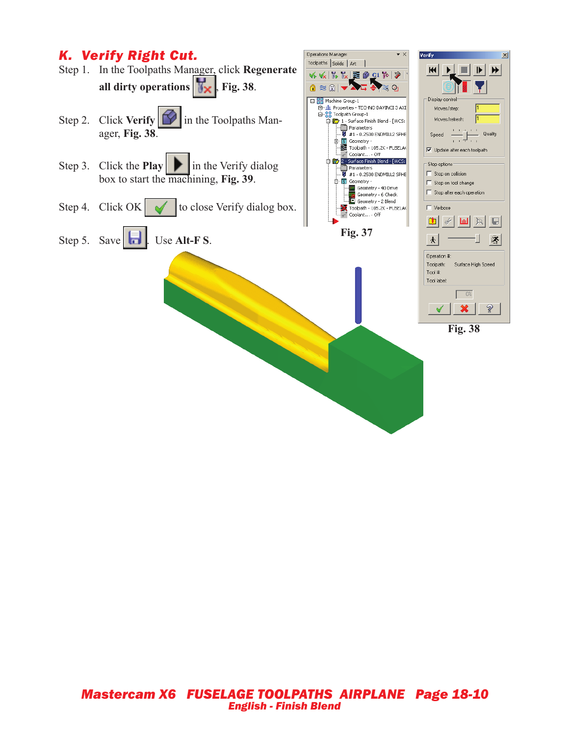## K. Verify Right Cut.

Step 1. In the Toolpaths Manager, click **Regenerate all dirty operations**, **Fig. 38**.

Step 2. Click **Verify** in the Toolpaths Manager, **Fig. 38**.

Step 3. Click the **Play** in the Verify dialog box to start the machining, **Fig. 39**.

Step 4. Click OK to close Verify dialog box.

Step 5. Save. Use **Alt-F S**.

Fig. 37

Fig. 38